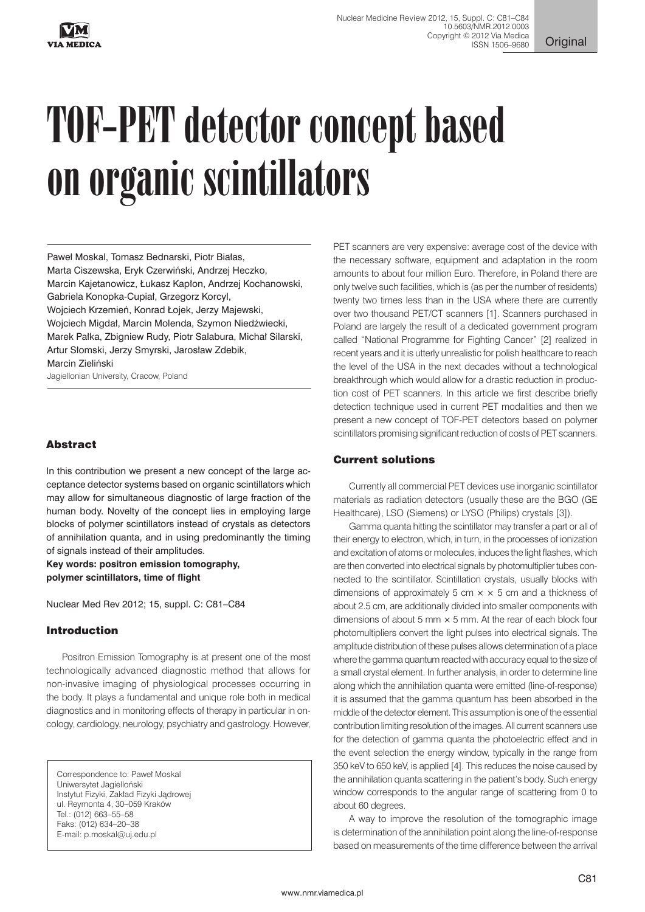# TOF-PET detector concept based on organic scintillators

Paweł Moskal, Tomasz Bednarski, Piotr Białas, Marta Ciszewska, Eryk Czerwiński, Andrzej Heczko, Marcin Kajetanowicz, Łukasz Kapłon, Andrzej Kochanowski, Gabriela Konopka-Cupiał, Grzegorz Korcyl, Wojciech Krzemień, Konrad Łojek, Jerzy Majewski, Wojciech Migdał, Marcin Molenda, Szymon Niedźwiecki, Marek Pałka, Zbigniew Rudy, Piotr Salabura, Michał Silarski, Artur Słomski, Jerzy Smyrski, Jarosław Zdebik, Marcin Zieliński

Jagiellonian University, Cracow, Poland

## Abstract

In this contribution we present a new concept of the large acceptance detector systems based on organic scintillators which may allow for simultaneous diagnostic of large fraction of the human body. Novelty of the concept lies in employing large blocks of polymer scintillators instead of crystals as detectors of annihilation quanta, and in using predominantly the timing of signals instead of their amplitudes.

**Key words: positron emission tomography, polymer scintillators, time of flight**

Nuclear Med Rev 2012; 15, suppl. C: C81–C84

## Introduction

Positron Emission Tomography is at present one of the most technologically advanced diagnostic method that allows for non-invasive imaging of physiological processes occurring in the body. It plays a fundamental and unique role both in medical diagnostics and in monitoring effects of therapy in particular in oncology, cardiology, neurology, psychiatry and gastrology. However, PET scanners are very expensive: average cost of the device with the necessary software, equipment and adaptation in the room amounts to about four million Euro. Therefore, in Poland there are only twelve such facilities, which is (as per the number of residents) twenty two times less than in the USA where there are currently over two thousand PET/CT scanners [1]. Scanners purchased in Poland are largely the result of a dedicated government program called "National Programme for Fighting Cancer" [2] realized in recent years and it is utterly unrealistic for polish healthcare to reach the level of the USA in the next decades without a technological breakthrough which would allow for a drastic reduction in production cost of PET scanners. In this article we first describe briefly detection technique used in current PET modalities and then we present a new concept of TOF-PET detectors based on polymer scintillators promising significant reduction of costs of PET scanners.

Correspondence to: Paweł Moskal
Uniwersytet Jagielloński
Instytut Fizyki, Zakład Fizyki Jądrowej
ul. Reymonta 4, 30–059 Kraków
Tel.: (012) 663–55–58
Faks: (012) 634–20–38
E-mail: p.moskal@uj.edu.pl

## Current solutions

Currently all commercial PET devices use inorganic scintillator materials as radiation detectors (usually these are the BGO (GE Healthcare), LSO (Siemens) or LYSO (Philips) crystals [3]).

Gamma quanta hitting the scintillator may transfer a part or all of their energy to electron, which, in turn, in the processes of ionization and excitation of atoms or molecules, induces the light flashes, which are then converted into electrical signals by photomultiplier tubes connected to the scintillator. Scintillation crystals, usually blocks with dimensions of approximately 5 cm × × 5 cm and a thickness of about 2.5 cm, are additionally divided into smaller components with dimensions of about 5 mm × 5 mm. At the rear of each block four photomultipliers convert the light pulses into electrical signals. The amplitude distribution of these pulses allows determination of a place where the gamma quantum reacted with accuracy equal to the size of a small crystal element. In further analysis, in order to determine line along which the annihilation quanta were emitted (line-of-response) it is assumed that the gamma quantum has been absorbed in the middle of the detector element. This assumption is one of the essential contribution limiting resolution of the images. All current scanners use for the detection of gamma quanta the photoelectric effect and in the event selection the energy window, typically in the range from 350 keV to 650 keV, is applied [4]. This reduces the noise caused by the annihilation quanta scattering in the patient's body. Such energy window corresponds to the angular range of scattering from 0 to about 60 degrees.

A way to improve the resolution of the tomographic image is determination of the annihilation point along the line-of-response based on measurements of the time difference between the arrival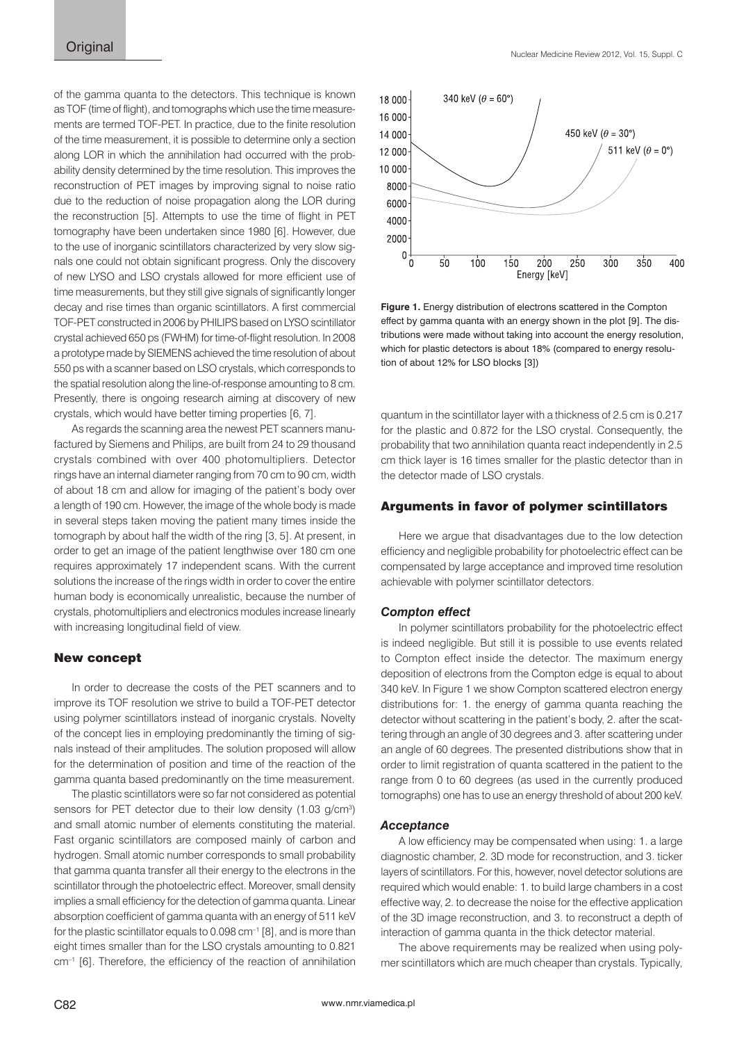of the gamma quanta to the detectors. This technique is known as TOF (time of flight), and tomographs which use the time measurements are termed TOF-PET. In practice, due to the finite resolution of the time measurement, it is possible to determine only a section along LOR in which the annihilation had occurred with the probability density determined by the time resolution. This improves the reconstruction of PET images by improving signal to noise ratio due to the reduction of noise propagation along the LOR during the reconstruction [5]. Attempts to use the time of flight in PET tomography have been undertaken since 1980 [6]. However, due to the use of inorganic scintillators characterized by very slow signals one could not obtain significant progress. Only the discovery of new LYSO and LSO crystals allowed for more efficient use of time measurements, but they still give signals of significantly longer decay and rise times than organic scintillators. A first commercial TOF-PET constructed in 2006 by PHILIPS based on LYSO scintillator crystal achieved 650 ps (FWHM) for time-of-flight resolution. In 2008 a prototype made by SIEMENS achieved the time resolution of about 550 ps with a scanner based on LSO crystals, which corresponds to the spatial resolution along the line-of-response amounting to 8 cm. Presently, there is ongoing research aiming at discovery of new crystals, which would have better timing properties [6, 7].

As regards the scanning area the newest PET scanners manufactured by Siemens and Philips, are built from 24 to 29 thousand crystals combined with over 400 photomultipliers. Detector rings have an internal diameter ranging from 70 cm to 90 cm, width of about 18 cm and allow for imaging of the patient's body over a length of 190 cm. However, the image of the whole body is made in several steps taken moving the patient many times inside the tomograph by about half the width of the ring [3, 5]. At present, in order to get an image of the patient lengthwise over 180 cm one requires approximately 17 independent scans. With the current solutions the increase of the rings width in order to cover the entire human body is economically unrealistic, because the number of crystals, photomultipliers and electronics modules increase linearly with increasing longitudinal field of view.

## New concept

In order to decrease the costs of the PET scanners and to improve its TOF resolution we strive to build a TOF-PET detector using polymer scintillators instead of inorganic crystals. Novelty of the concept lies in employing predominantly the timing of signals instead of their amplitudes. The solution proposed will allow for the determination of position and time of the reaction of the gamma quanta based predominantly on the time measurement.

The plastic scintillators were so far not considered as potential sensors for PET detector due to their low density (1.03 g/cm$^3$) and small atomic number of elements constituting the material. Fast organic scintillators are composed mainly of carbon and hydrogen. Small atomic number corresponds to small probability that gamma quanta transfer all their energy to the electrons in the scintillator through the photoelectric effect. Moreover, small density implies a small efficiency for the detection of gamma quanta. Linear absorption coefficient of gamma quanta with an energy of 511 keV for the plastic scintillator equals to 0.098 cm$^{-1}$ [8], and is more than eight times smaller than for the LSO crystals amounting to 0.821 cm$^{-1}$ [6]. Therefore, the efficiency of the reaction of annihilation quantum in the scintillator layer with a thickness of 2.5 cm is 0.217 for the plastic and 0.872 for the LSO crystal. Consequently, the probability that two annihilation quanta react independently in 2.5 cm thick layer is 16 times smaller for the plastic detector than in the detector made of LSO crystals.

**Figure 1.** Energy distribution of electrons scattered in the Compton effect by gamma quanta with an energy shown in the plot [9]. The distributions were made without taking into account the energy resolution, which for plastic detectors is about 18% (compared to energy resolution of about 12% for LSO blocks [3])

## Arguments in favor of polymer scintillators

Here we argue that disadvantages due to the low detection efficiency and negligible probability for photoelectric effect can be compensated by large acceptance and improved time resolution achievable with polymer scintillator detectors.

### *Compton effect*

In polymer scintillators probability for the photoelectric effect is indeed negligible. But still it is possible to use events related to Compton effect inside the detector. The maximum energy deposition of electrons from the Compton edge is equal to about 340 keV. In Figure 1 we show Compton scattered electron energy distributions for: 1. the energy of gamma quanta reaching the detector without scattering in the patient's body, 2. after the scattering through an angle of 30 degrees and 3. after scattering under an angle of 60 degrees. The presented distributions show that in order to limit registration of quanta scattered in the patient to the range from 0 to 60 degrees (as used in the currently produced tomographs) one has to use an energy threshold of about 200 keV.

### *Acceptance*

A low efficiency may be compensated when using: 1. a large diagnostic chamber, 2. 3D mode for reconstruction, and 3. ticker layers of scintillators. For this, however, novel detector solutions are required which would enable: 1. to build large chambers in a cost effective way, 2. to decrease the noise for the effective application of the 3D image reconstruction, and 3. to reconstruct a depth of interaction of gamma quanta in the thick detector material.

The above requirements may be realized when using polymer scintillators which are much cheaper than crystals. Typically,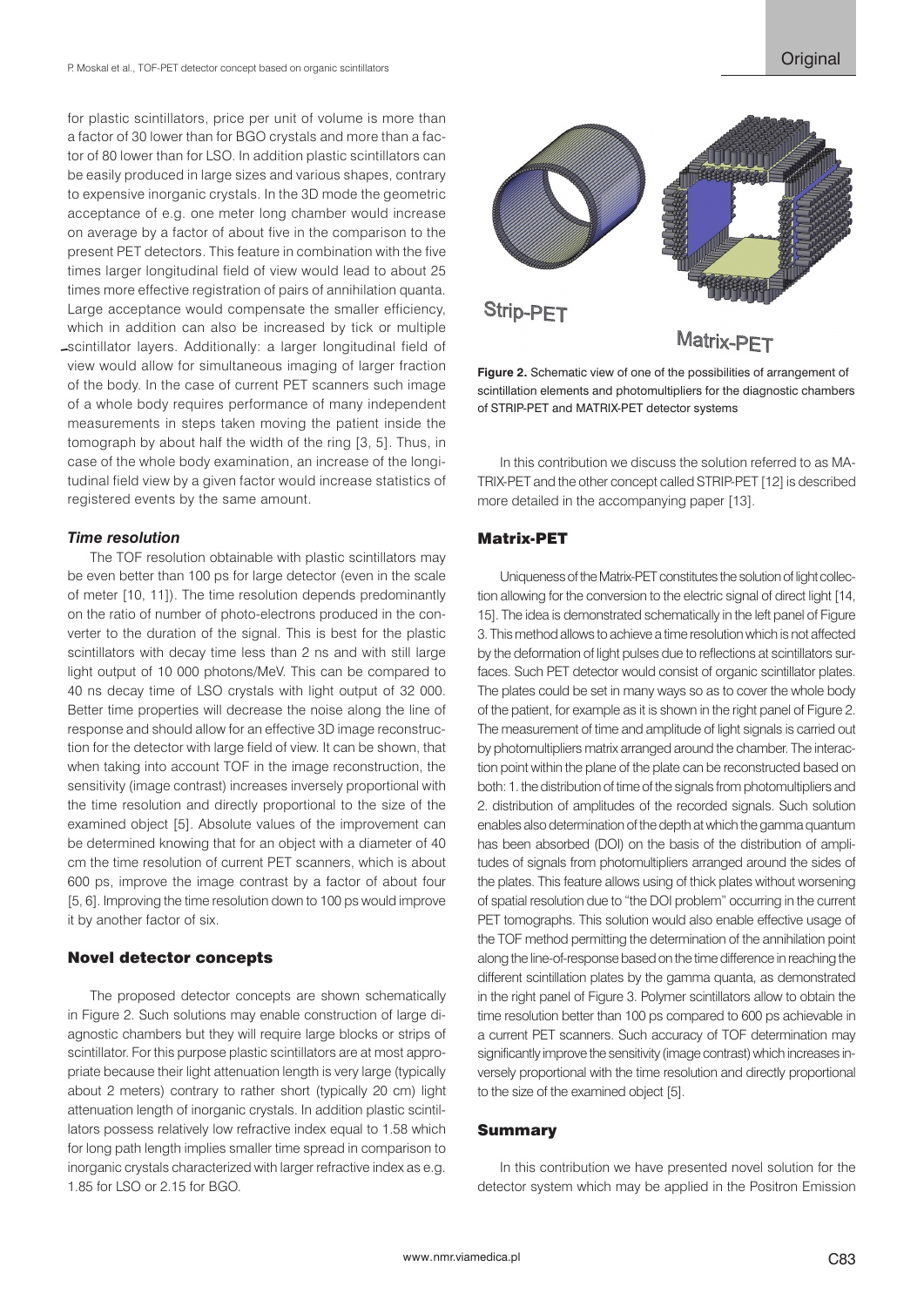for plastic scintillators, price per unit of volume is more than a factor of 30 lower than for BGO crystals and more than a factor of 80 lower than for LSO. In addition plastic scintillators can be easily produced in large sizes and various shapes, contrary to expensive inorganic crystals. In the 3D mode the geometric acceptance of e.g. one meter long chamber would increase on average by a factor of about five in the comparison to the present PET detectors. This feature in combination with the five times larger longitudinal field of view would lead to about 25 times more effective registration of pairs of annihilation quanta. Large acceptance would compensate the smaller efficiency, which in addition can also be increased by tick or multiple scintillator layers. Additionally: a larger longitudinal field of view would allow for simultaneous imaging of larger fraction of the body. In the case of current PET scanners such image of a whole body requires performance of many independent measurements in steps taken moving the patient inside the tomograph by about half the width of the ring [3, 5]. Thus, in case of the whole body examination, an increase of the longitudinal field view by a given factor would increase statistics of registered events by the same amount.

### *Time resolution*

The TOF resolution obtainable with plastic scintillators may be even better than 100 ps for large detector (even in the scale of meter [10, 11]). The time resolution depends predominantly on the ratio of number of photo-electrons produced in the converter to the duration of the signal. This is best for the plastic scintillators with decay time less than 2 ns and with still large light output of 10 000 photons/MeV. This can be compared to 40 ns decay time of LSO crystals with light output of 32 000. Better time properties will decrease the noise along the line of response and should allow for an effective 3D image reconstruction for the detector with large field of view. It can be shown, that when taking into account TOF in the image reconstruction, the sensitivity (image contrast) increases inversely proportional with the time resolution and directly proportional to the size of the examined object [5]. Absolute values of the improvement can be determined knowing that for an object with a diameter of 40 cm the time resolution of current PET scanners, which is about 600 ps, improve the image contrast by a factor of about four [5, 6]. Improving the time resolution down to 100 ps would improve it by another factor of six.

## Novel detector concepts

The proposed detector concepts are shown schematically in Figure 2. Such solutions may enable construction of large diagnostic chambers but they will require large blocks or strips of scintillator. For this purpose plastic scintillators are at most appropriate because their light attenuation length is very large (typically about 2 meters) contrary to rather short (typically 20 cm) light attenuation length of inorganic crystals. In addition plastic scintillators possess relatively low refractive index equal to 1.58 which for long path length implies smaller time spread in comparison to inorganic crystals characterized with larger refractive index as e.g. 1.85 for LSO or 2.15 for BGO.

**Figure 2.** Schematic view of one of the possibilities of arrangement of scintillation elements and photomultipliers for the diagnostic chambers of STRIP-PET and MATRIX-PET detector systems

In this contribution we discuss the solution referred to as MATRIX-PET and the other concept called STRIP-PET [12] is described more detailed in the accompanying paper [13].

## Matrix-PET

Uniqueness of the Matrix-PET constitutes the solution of light collection allowing for the conversion to the electric signal of direct light [14, 15]. The idea is demonstrated schematically in the left panel of Figure 3. This method allows to achieve a time resolution which is not affected by the deformation of light pulses due to reflections at scintillators surfaces. Such PET detector would consist of organic scintillator plates. The plates could be set in many ways so as to cover the whole body of the patient, for example as it is shown in the right panel of Figure 2. The measurement of time and amplitude of light signals is carried out by photomultipliers matrix arranged around the chamber. The interaction point within the plane of the plate can be reconstructed based on both: 1. the distribution of time of the signals from photomultipliers and 2. distribution of amplitudes of the recorded signals. Such solution enables also determination of the depth at which the gamma quantum has been absorbed (DOI) on the basis of the distribution of amplitudes of signals from photomultipliers arranged around the sides of the plates. This feature allows using of thick plates without worsening of spatial resolution due to "the DOI problem" occurring in the current PET tomographs. This solution would also enable effective usage of the TOF method permitting the determination of the annihilation point along the line-of-response based on the time difference in reaching the different scintillation plates by the gamma quanta, as demonstrated in the right panel of Figure 3. Polymer scintillators allow to obtain the time resolution better than 100 ps compared to 600 ps achievable in a current PET scanners. Such accuracy of TOF determination may significantly improve the sensitivity (image contrast) which increases inversely proportional with the time resolution and directly proportional to the size of the examined object [5].

## Summary

In this contribution we have presented novel solution for the detector system which may be applied in the Positron Emission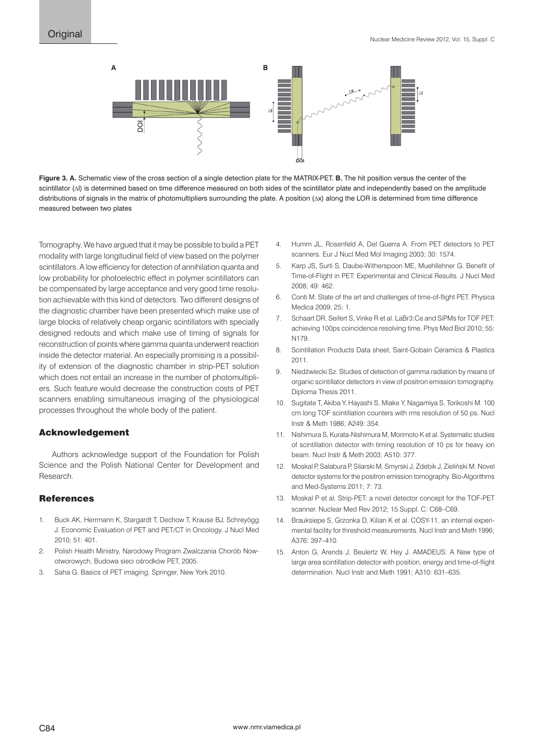A

DOI

B

Δl

Δx

Δl

DOI

**Figure 3. A.** Schematic view of the cross section of a single detection plate for the MATRIX-PET. **B.** The hit position versus the center of the scintillator (Δl) is determined based on time difference measured on both sides of the scintillator plate and independently based on the amplitude distributions of signals in the matrix of photomultipliers surrounding the plate. A position (Δx) along the LOR is determined from time difference measured between two plates

Tomography. We have argued that it may be possible to build a PET modality with large longitudinal field of view based on the polymer scintillators. A low efficiency for detection of annihilation quanta and low probability for photoelectric effect in polymer scintillators can be compensated by large acceptance and very good time resolution achievable with this kind of detectors. Two different designs of the diagnostic chamber have been presented which make use of large blocks of relatively cheap organic scintillators with specially designed redouts and which make use of timing of signals for reconstruction of points where gamma quanta underwent reaction inside the detector material. An especially promising is a possibility of extension of the diagnostic chamber in strip-PET solution which does not entail an increase in the number of photomultipliers. Such feature would decrease the construction costs of PET scanners enabling simultaneous imaging of the physiological processes throughout the whole body of the patient.

## Acknowledgement

Authors acknowledge support of the Foundation for Polish Science and the Polish National Center for Development and Research.

## References

1. Buck AK, Herrmann K, Stargardt T, Dechow T, Krause BJ, Schreyögg J. Economic Evaluation of PET and PET/CT in Oncology. J Nucl Med 2010; 51: 401.
2. Polish Health Ministry, Narodowy Program Zwalczania Chorób Nowotworowych, Budowa sieci ośrodków PET, 2005.
3. Saha G. Basics of PET imaging. Springer, New York 2010.
4. Humm JL, Rosenfeld A, Del Guerra A. From PET detectors to PET scanners. Eur J Nucl Med Mol Imaging 2003; 30: 1574.
5. Karp JS, Surti S, Daube-Witherspoon ME, Muehllehner G. Benefit of Time-of-Flight in PET: Experimental and Clinical Results. J Nucl Med 2008; 49: 462.
6. Conti M. State of the art and challenges of time-of-flight PET. Physica Medica 2009; 25: 1.
7. Schaart DR, Seifert S, Vinke R et al. LaBr3:Ce and SiPMs for TOF PET: achieving 100ps coincidence resolving time. Phys Med Biol 2010; 55: N179.
8. Scintillation Products Data sheet, Saint-Gobain Ceramics & Plastics 2011.
9. Niedźwiecki Sz. Studies of detection of gamma radiation by means of organic scintillator detectors in view of positron emission tomography. Diploma Thesis 2011.
10. Sugitate T, Akiba Y, Hayashi S, Miake Y, Nagamiya S, Torikoshi M. 100 cm long TOF scintillation counters with rms resolution of 50 ps. Nucl Instr & Meth 1986; A249: 354.
11. Nishimura S, Kurata-Nishimura M, Morimoto K et al. Systematic studies of scintillation detector with timing resolution of 10 ps for heavy ion beam. Nucl Instr & Meth 2003; A510: 377.
12. Moskal P, Salabura P, Silarski M, Smyrski J, Zdebik J, Zieliński M. Novel detector systems for the positron emission tomography. Bio-Algorithms and Med-Systems 2011; 7: 73.
13. Moskal P et al. Strip-PET: a novel detector concept for the TOF-PET scanner. Nuclear Med Rev 2012; 15 Suppl. C: C68–C69.
14. Brauksiepe S, Grzonka D, Kilian K et al. COSY-11, an internal experimental facility for threshold measurements. Nucl Instr and Meth 1996; A376: 397–410.
15. Anton G, Arends J, Beulertz W, Hey J. AMADEUS: A New type of large area scintillation detector with position, energy and time-of-flight determination. Nucl Instr and Meth 1991; A310: 631–635.